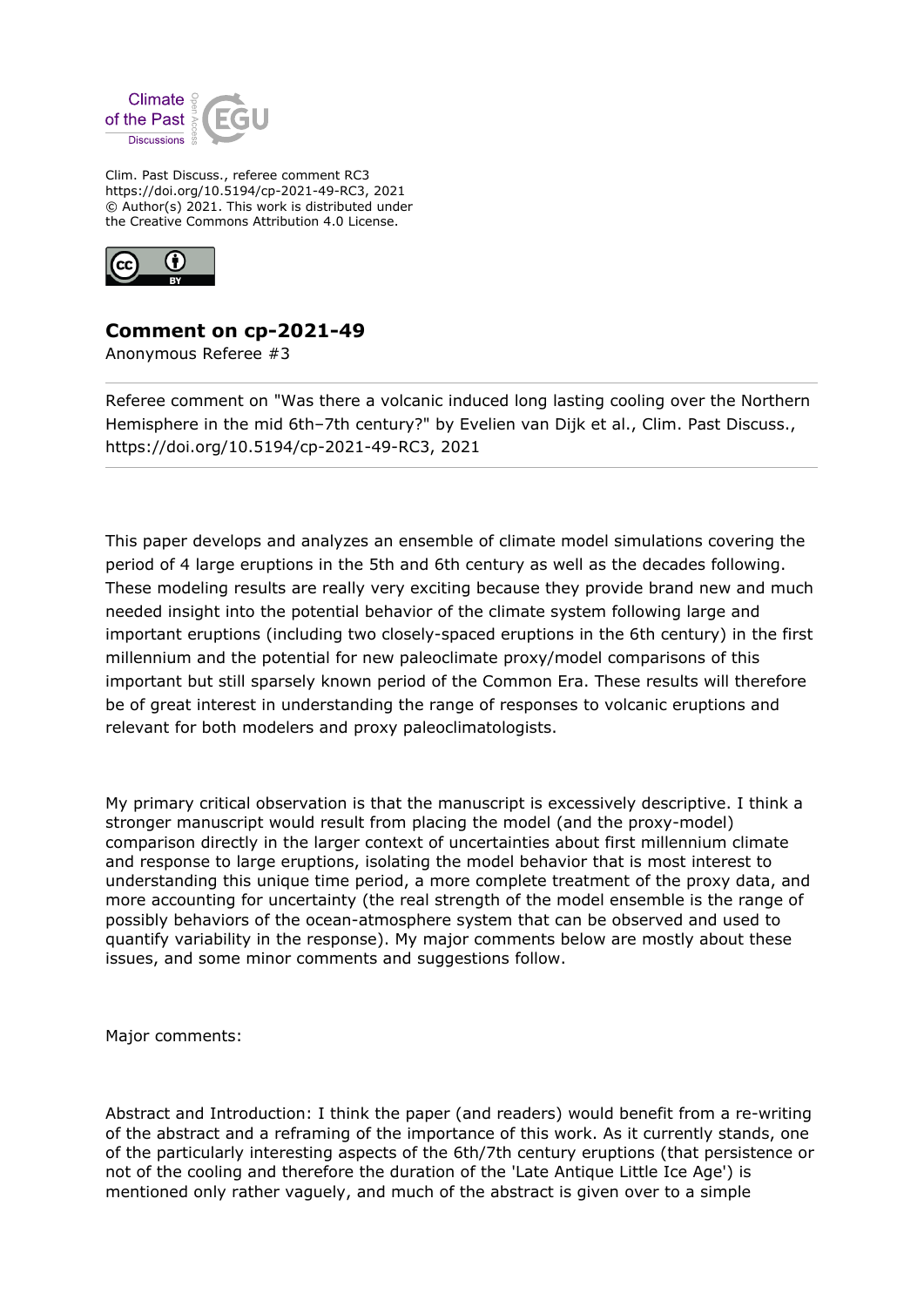Clim. Past Discuss., referee comment RC3
https://doi.org/10.5194/cp-2021-49-RC3, 2021
© Author(s) 2021. This work is distributed under
the Creative Commons Attribution 4.0 License.

## Comment on cp-2021-49

Anonymous Referee #3

Referee comment on "Was there a volcanic induced long lasting cooling over the Northern Hemisphere in the mid 6th–7th century?" by Evelien van Dijk et al., Clim. Past Discuss., https://doi.org/10.5194/cp-2021-49-RC3, 2021

This paper develops and analyzes an ensemble of climate model simulations covering the period of 4 large eruptions in the 5th and 6th century as well as the decades following. These modeling results are really very exciting because they provide brand new and much needed insight into the potential behavior of the climate system following large and important eruptions (including two closely-spaced eruptions in the 6th century) in the first millennium and the potential for new paleoclimate proxy/model comparisons of this important but still sparsely known period of the Common Era. These results will therefore be of great interest in understanding the range of responses to volcanic eruptions and relevant for both modelers and proxy paleoclimatologists.

My primary critical observation is that the manuscript is excessively descriptive. I think a stronger manuscript would result from placing the model (and the proxy-model) comparison directly in the larger context of uncertainties about first millennium climate and response to large eruptions, isolating the model behavior that is most interest to understanding this unique time period, a more complete treatment of the proxy data, and more accounting for uncertainty (the real strength of the model ensemble is the range of possibly behaviors of the ocean-atmosphere system that can be observed and used to quantify variability in the response). My major comments below are mostly about these issues, and some minor comments and suggestions follow.

Major comments:

Abstract and Introduction: I think the paper (and readers) would benefit from a re-writing of the abstract and a reframing of the importance of this work. As it currently stands, one of the particularly interesting aspects of the 6th/7th century eruptions (that persistence or not of the cooling and therefore the duration of the 'Late Antique Little Ice Age') is mentioned only rather vaguely, and much of the abstract is given over to a simple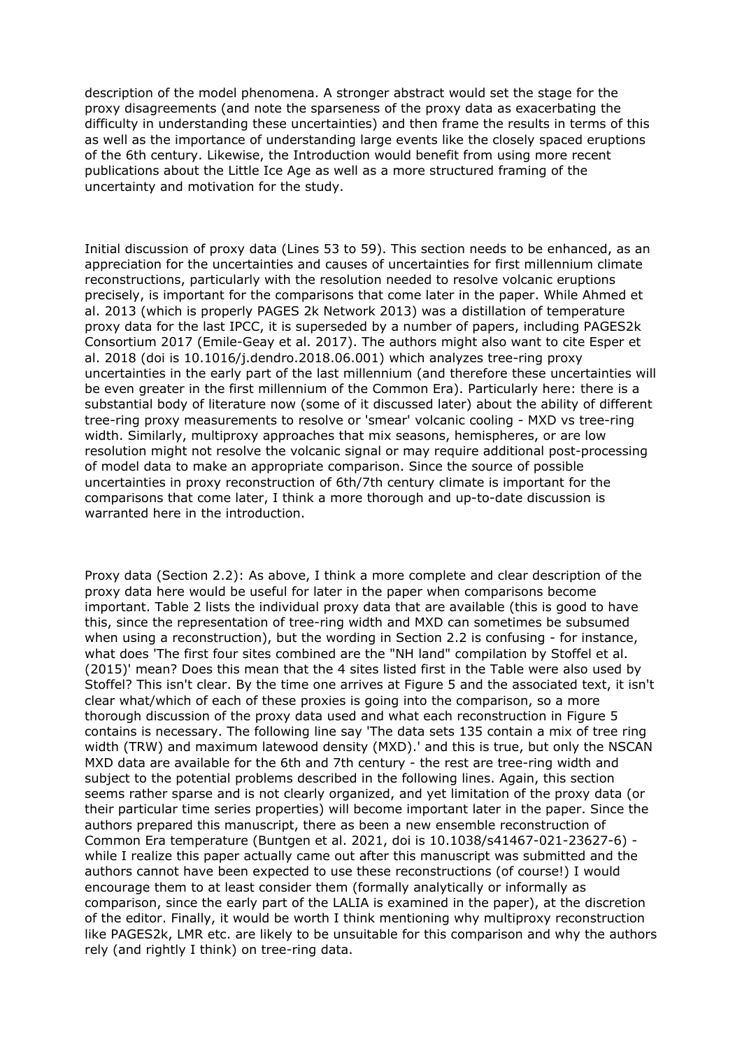description of the model phenomena. A stronger abstract would set the stage for the proxy disagreements (and note the sparseness of the proxy data as exacerbating the difficulty in understanding these uncertainties) and then frame the results in terms of this as well as the importance of understanding large events like the closely spaced eruptions of the 6th century. Likewise, the Introduction would benefit from using more recent publications about the Little Ice Age as well as a more structured framing of the uncertainty and motivation for the study.

Initial discussion of proxy data (Lines 53 to 59). This section needs to be enhanced, as an appreciation for the uncertainties and causes of uncertainties for first millennium climate reconstructions, particularly with the resolution needed to resolve volcanic eruptions precisely, is important for the comparisons that come later in the paper. While Ahmed et al. 2013 (which is properly PAGES 2k Network 2013) was a distillation of temperature proxy data for the last IPCC, it is superseded by a number of papers, including PAGES2k Consortium 2017 (Emile-Geay et al. 2017). The authors might also want to cite Esper et al. 2018 (doi is 10.1016/j.dendro.2018.06.001) which analyzes tree-ring proxy uncertainties in the early part of the last millennium (and therefore these uncertainties will be even greater in the first millennium of the Common Era). Particularly here: there is a substantial body of literature now (some of it discussed later) about the ability of different tree-ring proxy measurements to resolve or 'smear' volcanic cooling - MXD vs tree-ring width. Similarly, multiproxy approaches that mix seasons, hemispheres, or are low resolution might not resolve the volcanic signal or may require additional post-processing of model data to make an appropriate comparison. Since the source of possible uncertainties in proxy reconstruction of 6th/7th century climate is important for the comparisons that come later, I think a more thorough and up-to-date discussion is warranted here in the introduction.

Proxy data (Section 2.2): As above, I think a more complete and clear description of the proxy data here would be useful for later in the paper when comparisons become important. Table 2 lists the individual proxy data that are available (this is good to have this, since the representation of tree-ring width and MXD can sometimes be subsumed when using a reconstruction), but the wording in Section 2.2 is confusing - for instance, what does 'The first four sites combined are the "NH land" compilation by Stoffel et al. (2015)' mean? Does this mean that the 4 sites listed first in the Table were also used by Stoffel? This isn't clear. By the time one arrives at Figure 5 and the associated text, it isn't clear what/which of each of these proxies is going into the comparison, so a more thorough discussion of the proxy data used and what each reconstruction in Figure 5 contains is necessary. The following line say 'The data sets 135 contain a mix of tree ring width (TRW) and maximum latewood density (MXD).' and this is true, but only the NSCAN MXD data are available for the 6th and 7th century - the rest are tree-ring width and subject to the potential problems described in the following lines. Again, this section seems rather sparse and is not clearly organized, and yet limitation of the proxy data (or their particular time series properties) will become important later in the paper. Since the authors prepared this manuscript, there as been a new ensemble reconstruction of Common Era temperature (Buntgen et al. 2021, doi is 10.1038/s41467-021-23627-6) - while I realize this paper actually came out after this manuscript was submitted and the authors cannot have been expected to use these reconstructions (of course!) I would encourage them to at least consider them (formally analytically or informally as comparison, since the early part of the LALIA is examined in the paper), at the discretion of the editor. Finally, it would be worth I think mentioning why multiproxy reconstruction like PAGES2k, LMR etc. are likely to be unsuitable for this comparison and why the authors rely (and rightly I think) on tree-ring data.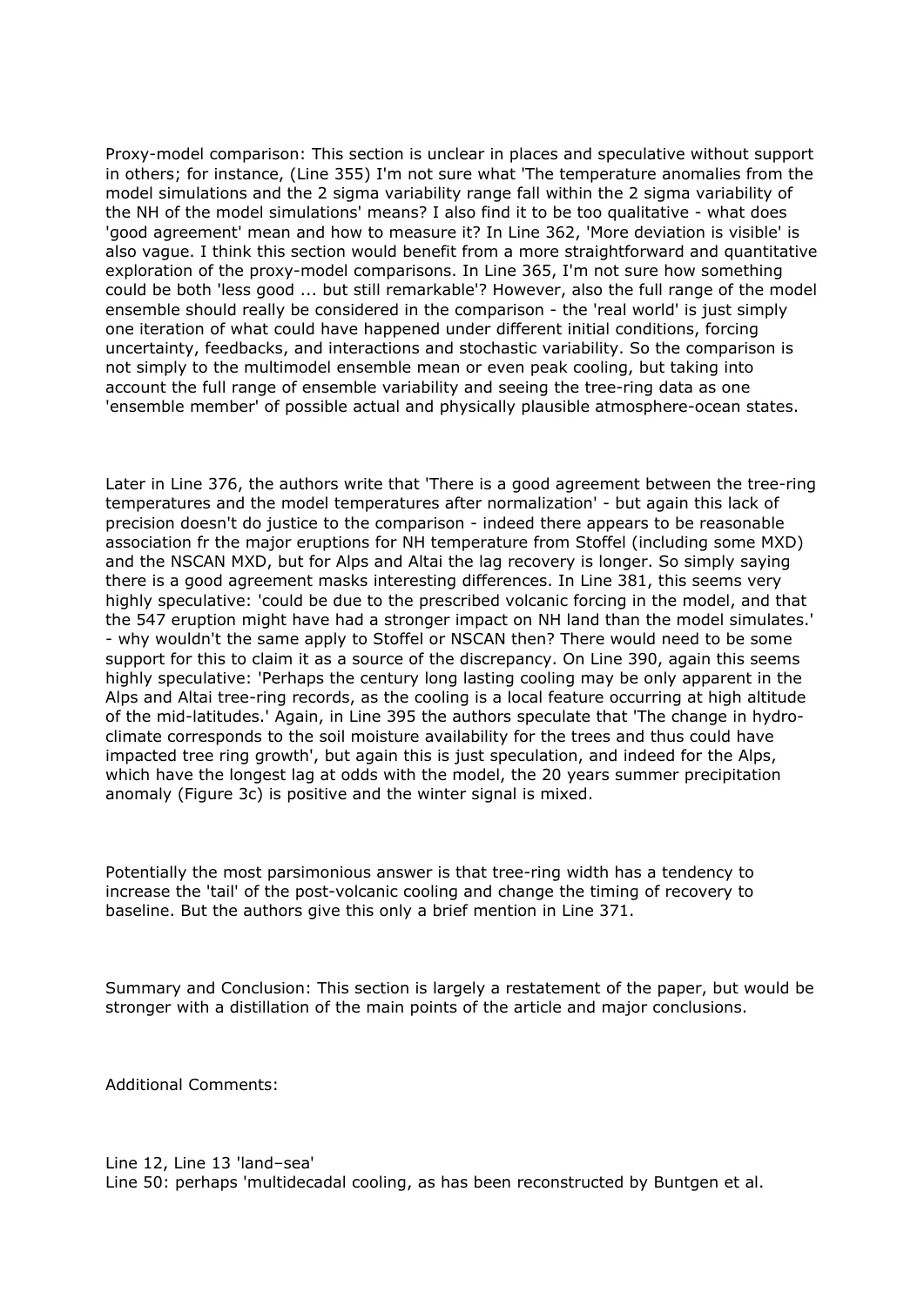Proxy-model comparison: This section is unclear in places and speculative without support in others; for instance, (Line 355) I'm not sure what 'The temperature anomalies from the model simulations and the 2 sigma variability range fall within the 2 sigma variability of the NH of the model simulations' means? I also find it to be too qualitative - what does 'good agreement' mean and how to measure it? In Line 362, 'More deviation is visible' is also vague. I think this section would benefit from a more straightforward and quantitative exploration of the proxy-model comparisons. In Line 365, I'm not sure how something could be both 'less good ... but still remarkable'? However, also the full range of the model ensemble should really be considered in the comparison - the 'real world' is just simply one iteration of what could have happened under different initial conditions, forcing uncertainty, feedbacks, and interactions and stochastic variability. So the comparison is not simply to the multimodel ensemble mean or even peak cooling, but taking into account the full range of ensemble variability and seeing the tree-ring data as one 'ensemble member' of possible actual and physically plausible atmosphere-ocean states.

Later in Line 376, the authors write that 'There is a good agreement between the tree-ring temperatures and the model temperatures after normalization' - but again this lack of precision doesn't do justice to the comparison - indeed there appears to be reasonable association fr the major eruptions for NH temperature from Stoffel (including some MXD) and the NSCAN MXD, but for Alps and Altai the lag recovery is longer. So simply saying there is a good agreement masks interesting differences. In Line 381, this seems very highly speculative: 'could be due to the prescribed volcanic forcing in the model, and that the 547 eruption might have had a stronger impact on NH land than the model simulates.' - why wouldn't the same apply to Stoffel or NSCAN then? There would need to be some support for this to claim it as a source of the discrepancy. On Line 390, again this seems highly speculative: 'Perhaps the century long lasting cooling may be only apparent in the Alps and Altai tree-ring records, as the cooling is a local feature occurring at high altitude of the mid-latitudes.' Again, in Line 395 the authors speculate that 'The change in hydro-climate corresponds to the soil moisture availability for the trees and thus could have impacted tree ring growth', but again this is just speculation, and indeed for the Alps, which have the longest lag at odds with the model, the 20 years summer precipitation anomaly (Figure 3c) is positive and the winter signal is mixed.

Potentially the most parsimonious answer is that tree-ring width has a tendency to increase the 'tail' of the post-volcanic cooling and change the timing of recovery to baseline. But the authors give this only a brief mention in Line 371.

Summary and Conclusion: This section is largely a restatement of the paper, but would be stronger with a distillation of the main points of the article and major conclusions.

Additional Comments:

Line 12, Line 13 'land–sea'
Line 50: perhaps 'multidecadal cooling, as has been reconstructed by Buntgen et al.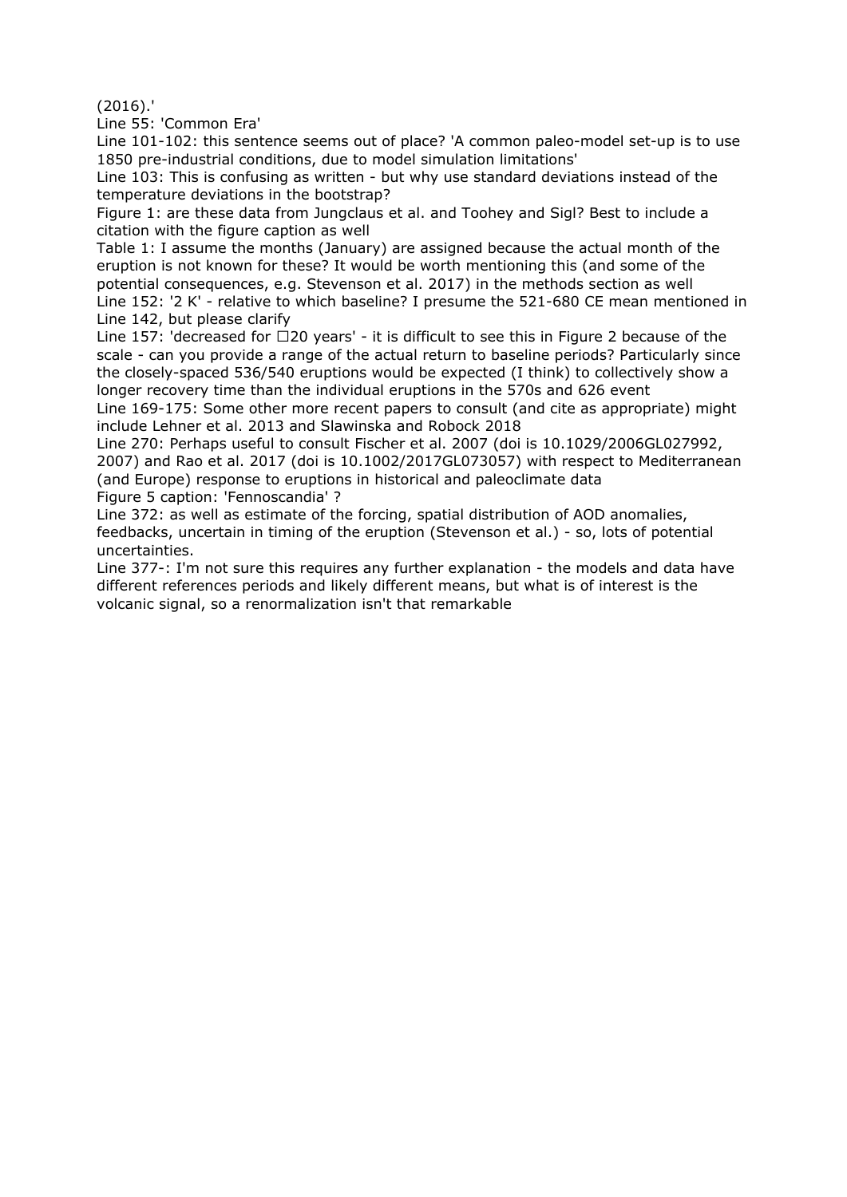(2016).'

Line 55: 'Common Era'

Line 101-102: this sentence seems out of place? 'A common paleo-model set-up is to use 1850 pre-industrial conditions, due to model simulation limitations'

Line 103: This is confusing as written - but why use standard deviations instead of the temperature deviations in the bootstrap?

Figure 1: are these data from Jungclaus et al. and Toohey and Sigl? Best to include a citation with the figure caption as well

Table 1: I assume the months (January) are assigned because the actual month of the eruption is not known for these? It would be worth mentioning this (and some of the potential consequences, e.g. Stevenson et al. 2017) in the methods section as well

Line 152: '2 K' - relative to which baseline? I presume the 521-680 CE mean mentioned in Line 142, but please clarify

Line 157: 'decreased for □20 years' - it is difficult to see this in Figure 2 because of the scale - can you provide a range of the actual return to baseline periods? Particularly since the closely-spaced 536/540 eruptions would be expected (I think) to collectively show a longer recovery time than the individual eruptions in the 570s and 626 event

Line 169-175: Some other more recent papers to consult (and cite as appropriate) might include Lehner et al. 2013 and Slawinska and Robock 2018

Line 270: Perhaps useful to consult Fischer et al. 2007 (doi is 10.1029/2006GL027992, 2007) and Rao et al. 2017 (doi is 10.1002/2017GL073057) with respect to Mediterranean (and Europe) response to eruptions in historical and paleoclimate data

Figure 5 caption: 'Fennoscandia' ?

Line 372: as well as estimate of the forcing, spatial distribution of AOD anomalies, feedbacks, uncertain in timing of the eruption (Stevenson et al.) - so, lots of potential uncertainties.

Line 377-: I'm not sure this requires any further explanation - the models and data have different references periods and likely different means, but what is of interest is the volcanic signal, so a renormalization isn't that remarkable